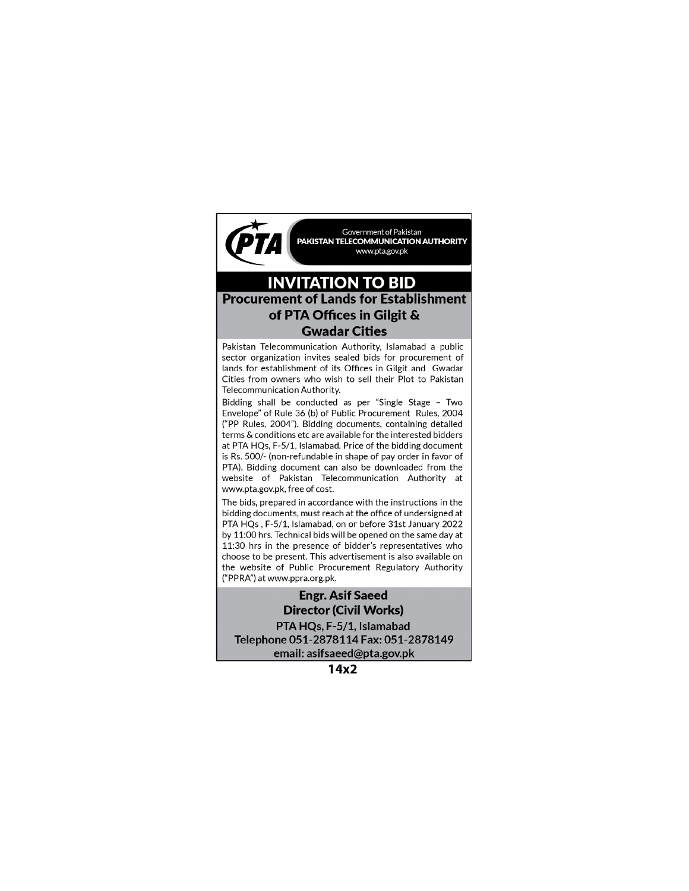Government of Pakistan
**PAKISTAN TELECOMMUNICATION AUTHORITY**
www.pta.gov.pk

# INVITATION TO BID

## Procurement of Lands for Establishment of PTA Offices in Gilgit & Gwadar Cities

Pakistan Telecommunication Authority, Islamabad a public sector organization invites sealed bids for procurement of lands for establishment of its Offices in Gilgit and Gwadar Cities from owners who wish to sell their Plot to Pakistan Telecommunication Authority.

Bidding shall be conducted as per "Single Stage – Two Envelope" of Rule 36 (b) of Public Procurement Rules, 2004 ("PP Rules, 2004"). Bidding documents, containing detailed terms & conditions etc are available for the interested bidders at PTA HQs, F-5/1, Islamabad. Price of the bidding document is Rs. 500/- (non-refundable in shape of pay order in favor of PTA). Bidding document can also be downloaded from the website of Pakistan Telecommunication Authority at www.pta.gov.pk, free of cost.

The bids, prepared in accordance with the instructions in the bidding documents, must reach at the office of undersigned at PTA HQs , F-5/1, Islamabad, on or before 31st January 2022 by 11:00 hrs. Technical bids will be opened on the same day at 11:30 hrs in the presence of bidder's representatives who choose to be present. This advertisement is also available on the website of Public Procurement Regulatory Authority ("PPRA") at www.ppra.org.pk.

**Engr. Asif Saeed**
**Director (Civil Works)**
PTA HQs, F-5/1, Islamabad
Telephone 051-2878114 Fax: 051-2878149
email: asifsaeed@pta.gov.pk

**14x2**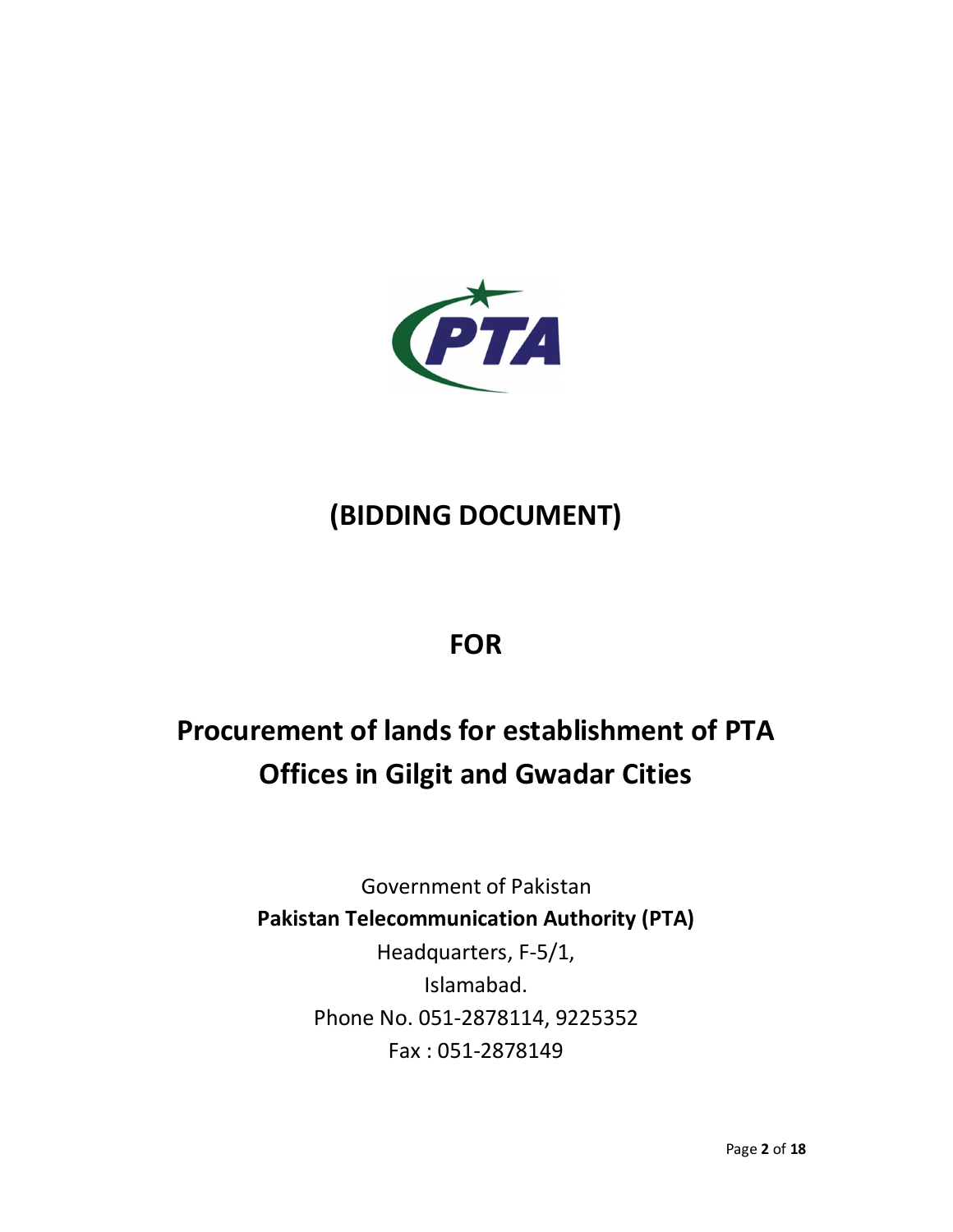# (BIDDING DOCUMENT)

## FOR

# Procurement of lands for establishment of PTA Offices in Gilgit and Gwadar Cities

Government of Pakistan

**Pakistan Telecommunication Authority (PTA)**

Headquarters, F-5/1,

Islamabad.

Phone No. 051-2878114, 9225352

Fax : 051-2878149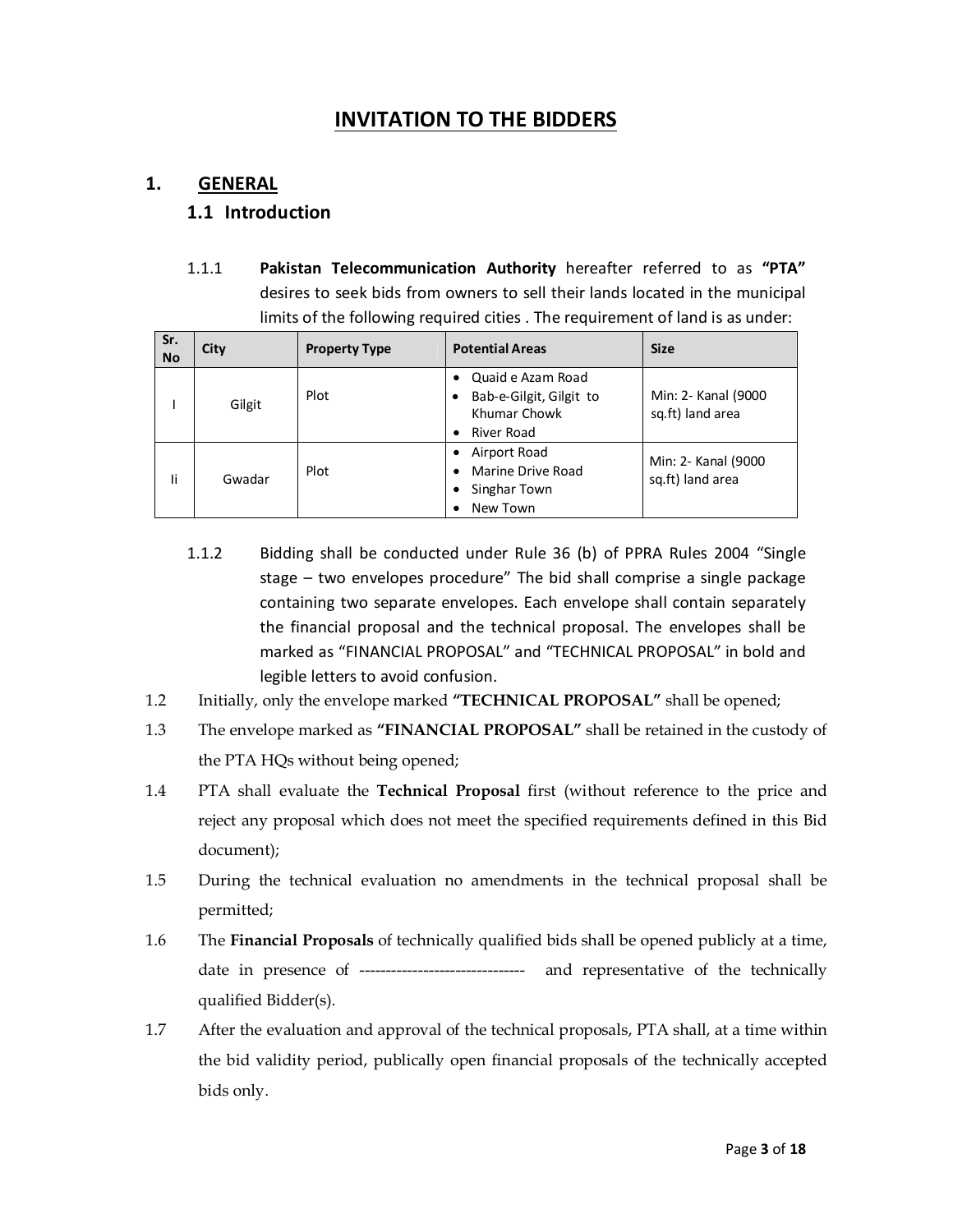# INVITATION TO THE BIDDERS

## 1. GENERAL

### 1.1 Introduction

1.1.1 **Pakistan Telecommunication Authority** hereafter referred to as **"PTA"** desires to seek bids from owners to sell their lands located in the municipal limits of the following required cities . The requirement of land is as under:

| Sr. No | City | Property Type | Potential Areas | Size |
|---|---|---|---|---|
| I | Gilgit | Plot | • Quaid e Azam Road<br>• Bab-e-Gilgit, Gilgit to Khumar Chowk<br>• River Road | Min: 2- Kanal (9000 sq.ft) land area |
| Ii | Gwadar | Plot | • Airport Road<br>• Marine Drive Road<br>• Singhar Town<br>• New Town | Min: 2- Kanal (9000 sq.ft) land area |

1.1.2 Bidding shall be conducted under Rule 36 (b) of PPRA Rules 2004 "Single stage – two envelopes procedure" The bid shall comprise a single package containing two separate envelopes. Each envelope shall contain separately the financial proposal and the technical proposal. The envelopes shall be marked as "FINANCIAL PROPOSAL" and "TECHNICAL PROPOSAL" in bold and legible letters to avoid confusion.

1.2 Initially, only the envelope marked **"TECHNICAL PROPOSAL"** shall be opened;

1.3 The envelope marked as **"FINANCIAL PROPOSAL"** shall be retained in the custody of the PTA HQs without being opened;

1.4 PTA shall evaluate the **Technical Proposal** first (without reference to the price and reject any proposal which does not meet the specified requirements defined in this Bid document);

1.5 During the technical evaluation no amendments in the technical proposal shall be permitted;

1.6 The **Financial Proposals** of technically qualified bids shall be opened publicly at a time, date in presence of ------------------------------- and representative of the technically qualified Bidder(s).

1.7 After the evaluation and approval of the technical proposals, PTA shall, at a time within the bid validity period, publically open financial proposals of the technically accepted bids only.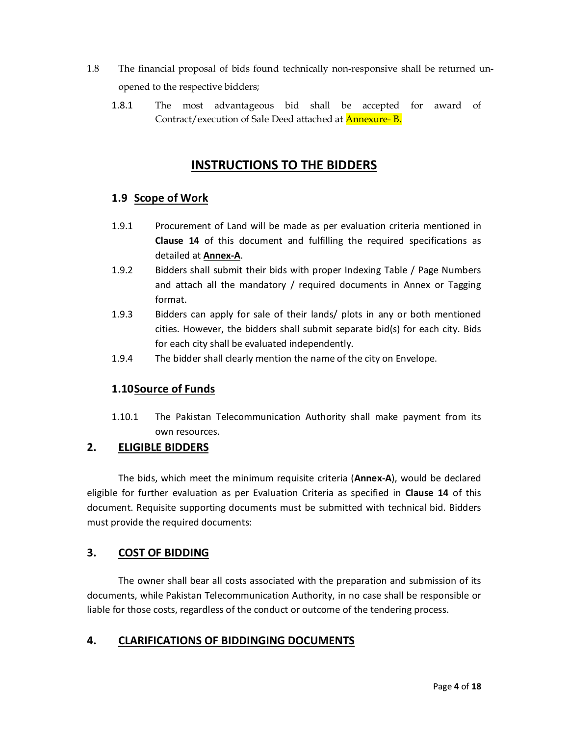1.8 The financial proposal of bids found technically non-responsive shall be returned un-opened to the respective bidders;

1.8.1 The most advantageous bid shall be accepted for award of Contract/execution of Sale Deed attached at Annexure- B.

## INSTRUCTIONS TO THE BIDDERS

### 1.9 Scope of Work

1.9.1 Procurement of Land will be made as per evaluation criteria mentioned in **Clause 14** of this document and fulfilling the required specifications as detailed at **Annex-A**.

1.9.2 Bidders shall submit their bids with proper Indexing Table / Page Numbers and attach all the mandatory / required documents in Annex or Tagging format.

1.9.3 Bidders can apply for sale of their lands/ plots in any or both mentioned cities. However, the bidders shall submit separate bid(s) for each city. Bids for each city shall be evaluated independently.

1.9.4 The bidder shall clearly mention the name of the city on Envelope.

### 1.10 Source of Funds

1.10.1 The Pakistan Telecommunication Authority shall make payment from its own resources.

## 2. ELIGIBLE BIDDERS

The bids, which meet the minimum requisite criteria (**Annex-A**), would be declared eligible for further evaluation as per Evaluation Criteria as specified in **Clause 14** of this document. Requisite supporting documents must be submitted with technical bid. Bidders must provide the required documents:

## 3. COST OF BIDDING

The owner shall bear all costs associated with the preparation and submission of its documents, while Pakistan Telecommunication Authority, in no case shall be responsible or liable for those costs, regardless of the conduct or outcome of the tendering process.

## 4. CLARIFICATIONS OF BIDDINGING DOCUMENTS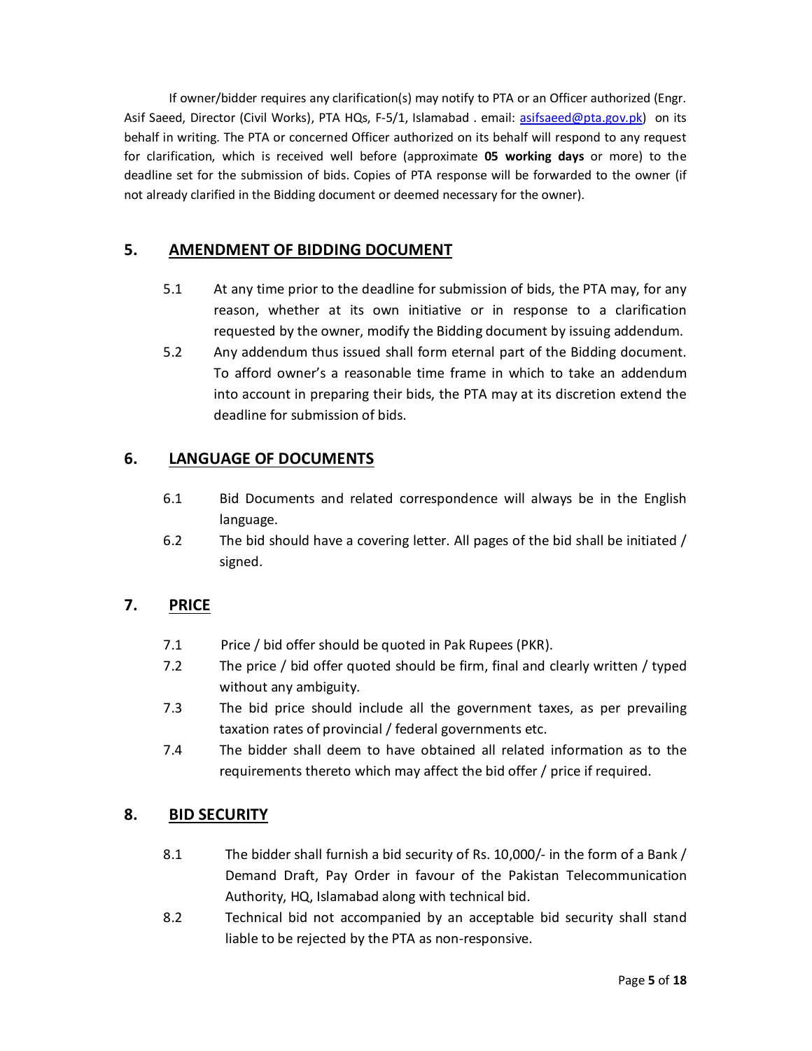If owner/bidder requires any clarification(s) may notify to PTA or an Officer authorized (Engr. Asif Saeed, Director (Civil Works), PTA HQs, F-5/1, Islamabad . email: asifsaeed@pta.gov.pk) on its behalf in writing. The PTA or concerned Officer authorized on its behalf will respond to any request for clarification, which is received well before (approximate **05 working days** or more) to the deadline set for the submission of bids. Copies of PTA response will be forwarded to the owner (if not already clarified in the Bidding document or deemed necessary for the owner).

## 5. AMENDMENT OF BIDDING DOCUMENT

5.1 At any time prior to the deadline for submission of bids, the PTA may, for any reason, whether at its own initiative or in response to a clarification requested by the owner, modify the Bidding document by issuing addendum.

5.2 Any addendum thus issued shall form eternal part of the Bidding document. To afford owner's a reasonable time frame in which to take an addendum into account in preparing their bids, the PTA may at its discretion extend the deadline for submission of bids.

## 6. LANGUAGE OF DOCUMENTS

6.1 Bid Documents and related correspondence will always be in the English language.

6.2 The bid should have a covering letter. All pages of the bid shall be initiated / signed.

## 7. PRICE

7.1 Price / bid offer should be quoted in Pak Rupees (PKR).

7.2 The price / bid offer quoted should be firm, final and clearly written / typed without any ambiguity.

7.3 The bid price should include all the government taxes, as per prevailing taxation rates of provincial / federal governments etc.

7.4 The bidder shall deem to have obtained all related information as to the requirements thereto which may affect the bid offer / price if required.

## 8. BID SECURITY

8.1 The bidder shall furnish a bid security of Rs. 10,000/- in the form of a Bank / Demand Draft, Pay Order in favour of the Pakistan Telecommunication Authority, HQ, Islamabad along with technical bid.

8.2 Technical bid not accompanied by an acceptable bid security shall stand liable to be rejected by the PTA as non-responsive.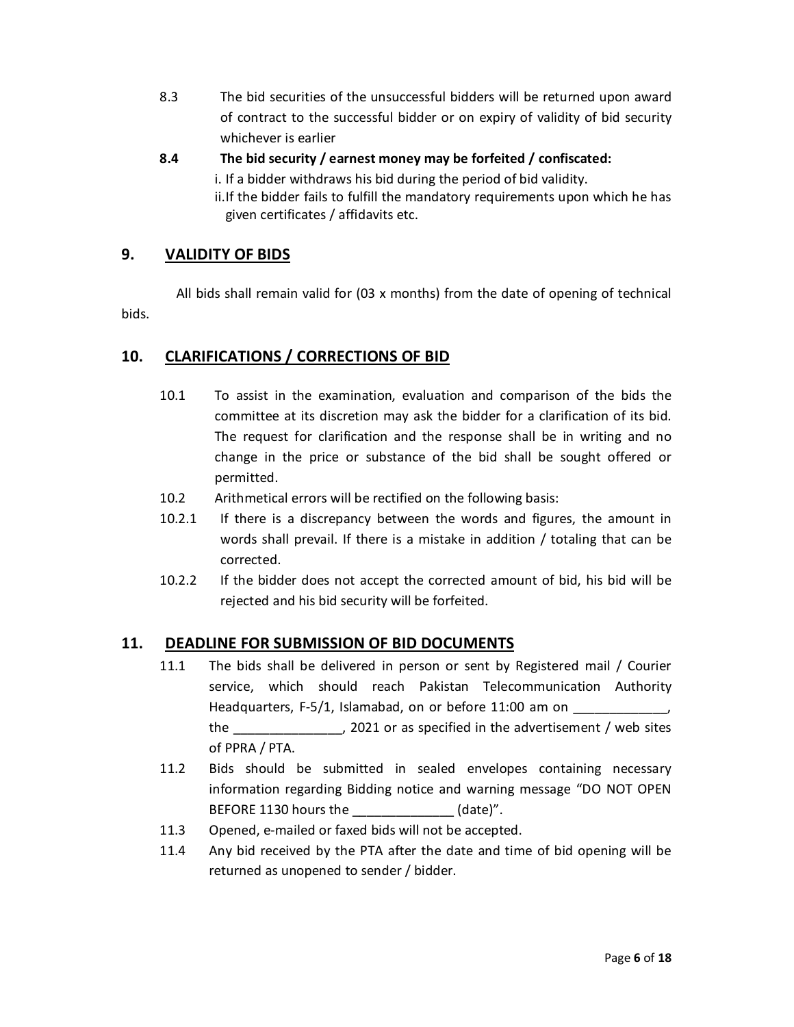8.3 The bid securities of the unsuccessful bidders will be returned upon award of contract to the successful bidder or on expiry of validity of bid security whichever is earlier

**8.4 The bid security / earnest money may be forfeited / confiscated:**

i. If a bidder withdraws his bid during the period of bid validity.

ii. If the bidder fails to fulfill the mandatory requirements upon which he has given certificates / affidavits etc.

## 9. VALIDITY OF BIDS

All bids shall remain valid for (03 x months) from the date of opening of technical bids.

## 10. CLARIFICATIONS / CORRECTIONS OF BID

10.1 To assist in the examination, evaluation and comparison of the bids the committee at its discretion may ask the bidder for a clarification of its bid. The request for clarification and the response shall be in writing and no change in the price or substance of the bid shall be sought offered or permitted.

10.2 Arithmetical errors will be rectified on the following basis:

10.2.1 If there is a discrepancy between the words and figures, the amount in words shall prevail. If there is a mistake in addition / totaling that can be corrected.

10.2.2 If the bidder does not accept the corrected amount of bid, his bid will be rejected and his bid security will be forfeited.

## 11. DEADLINE FOR SUBMISSION OF BID DOCUMENTS

11.1 The bids shall be delivered in person or sent by Registered mail / Courier service, which should reach Pakistan Telecommunication Authority Headquarters, F-5/1, Islamabad, on or before 11:00 am on _____________, the _______________, 2021 or as specified in the advertisement / web sites of PPRA / PTA.

11.2 Bids should be submitted in sealed envelopes containing necessary information regarding Bidding notice and warning message “DO NOT OPEN BEFORE 1130 hours the ______________ (date)”.

11.3 Opened, e-mailed or faxed bids will not be accepted.

11.4 Any bid received by the PTA after the date and time of bid opening will be returned as unopened to sender / bidder.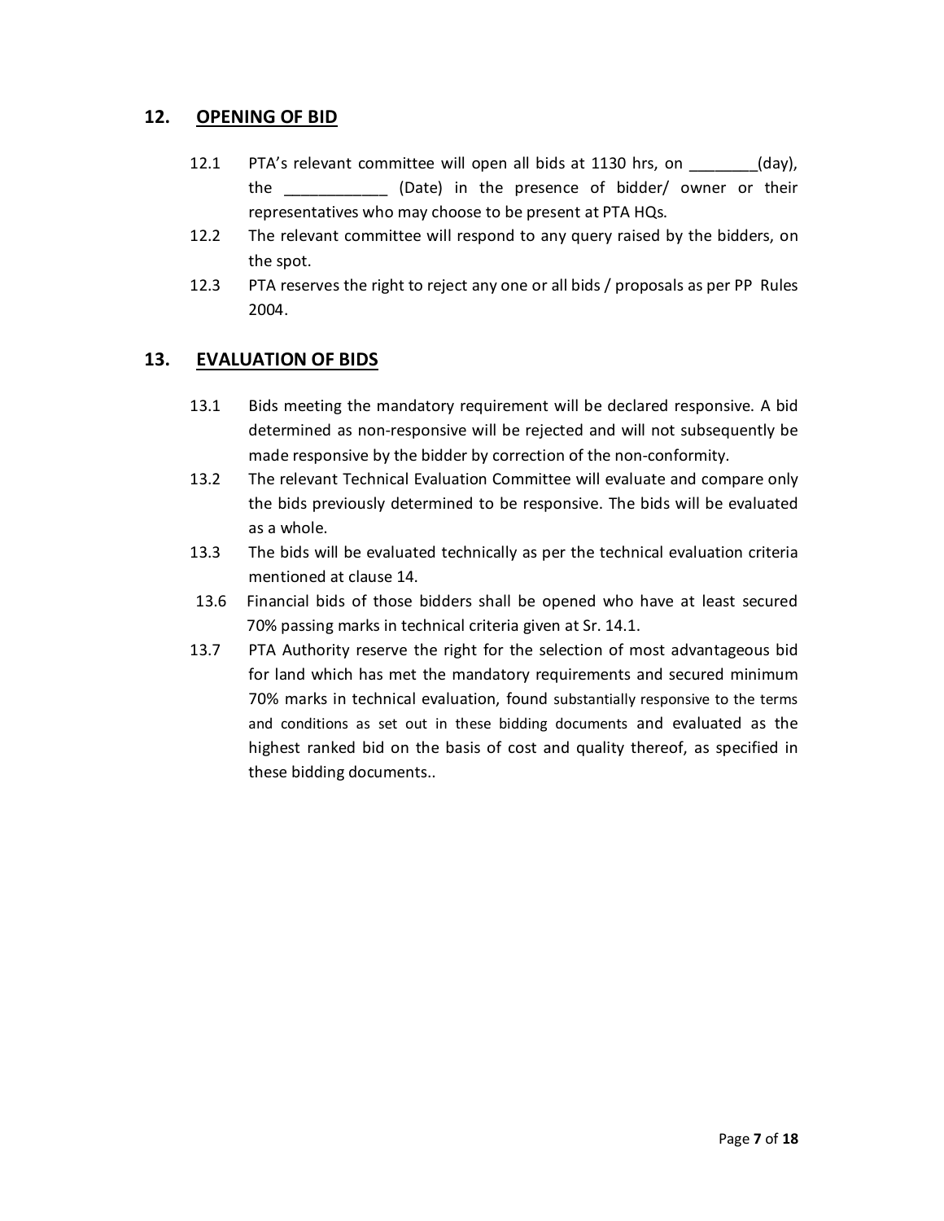## 12. OPENING OF BID

12.1 PTA's relevant committee will open all bids at 1130 hrs, on ________(day), the ____________ (Date) in the presence of bidder/ owner or their representatives who may choose to be present at PTA HQs.

12.2 The relevant committee will respond to any query raised by the bidders, on the spot.

12.3 PTA reserves the right to reject any one or all bids / proposals as per PP Rules 2004.

## 13. EVALUATION OF BIDS

13.1 Bids meeting the mandatory requirement will be declared responsive. A bid determined as non-responsive will be rejected and will not subsequently be made responsive by the bidder by correction of the non-conformity.

13.2 The relevant Technical Evaluation Committee will evaluate and compare only the bids previously determined to be responsive. The bids will be evaluated as a whole.

13.3 The bids will be evaluated technically as per the technical evaluation criteria mentioned at clause 14.

13.6 Financial bids of those bidders shall be opened who have at least secured 70% passing marks in technical criteria given at Sr. 14.1.

13.7 PTA Authority reserve the right for the selection of most advantageous bid for land which has met the mandatory requirements and secured minimum 70% marks in technical evaluation, found substantially responsive to the terms and conditions as set out in these bidding documents and evaluated as the highest ranked bid on the basis of cost and quality thereof, as specified in these bidding documents..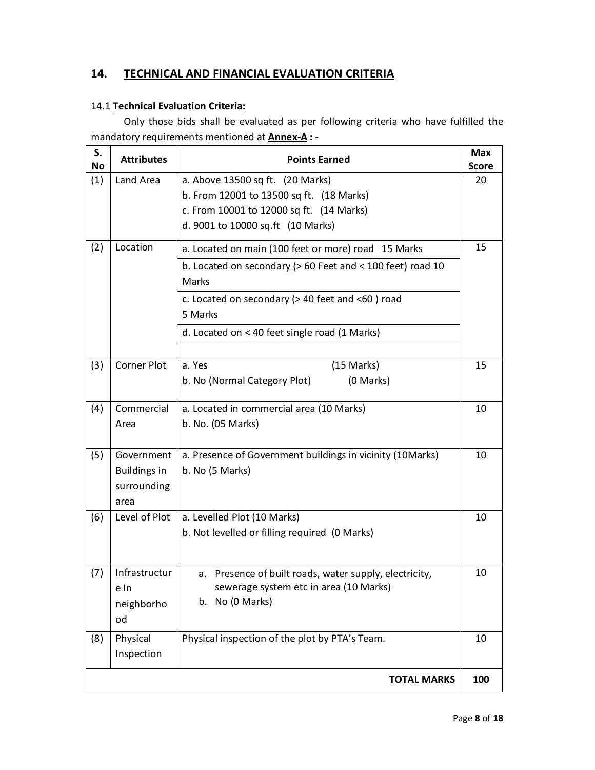## 14. TECHNICAL AND FINANCIAL EVALUATION CRITERIA

### 14.1 **Technical Evaluation Criteria:**

Only those bids shall be evaluated as per following criteria who have fulfilled the mandatory requirements mentioned at **Annex-A : -**

| S. No | Attributes | Points Earned | Max Score |
|---|---|---|---|
| (1) | Land Area | a. Above 13500 sq ft. (20 Marks)<br>b. From 12001 to 13500 sq ft. (18 Marks)<br>c. From 10001 to 12000 sq ft. (14 Marks)<br>d. 9001 to 10000 sq.ft (10 Marks) | 20 |
| (2) | Location | a. Located on main (100 feet or more) road 15 Marks<br>b. Located on secondary (> 60 Feet and < 100 feet) road 10 Marks<br>c. Located on secondary (> 40 feet and <60 ) road 5 Marks<br>d. Located on < 40 feet single road (1 Marks) | 15 |
| (3) | Corner Plot | a. Yes (15 Marks)<br>b. No (Normal Category Plot) (0 Marks) | 15 |
| (4) | Commercial Area | a. Located in commercial area (10 Marks)<br>b. No. (05 Marks) | 10 |
| (5) | Government Buildings in surrounding area | a. Presence of Government buildings in vicinity (10Marks)<br>b. No (5 Marks) | 10 |
| (6) | Level of Plot | a. Levelled Plot (10 Marks)<br>b. Not levelled or filling required (0 Marks) | 10 |
| (7) | Infrastructure In neighborhood | a. Presence of built roads, water supply, electricity, sewerage system etc in area (10 Marks)<br>b. No (0 Marks) | 10 |
| (8) | Physical Inspection | Physical inspection of the plot by PTA's Team. | 10 |
| | | **TOTAL MARKS** | **100** |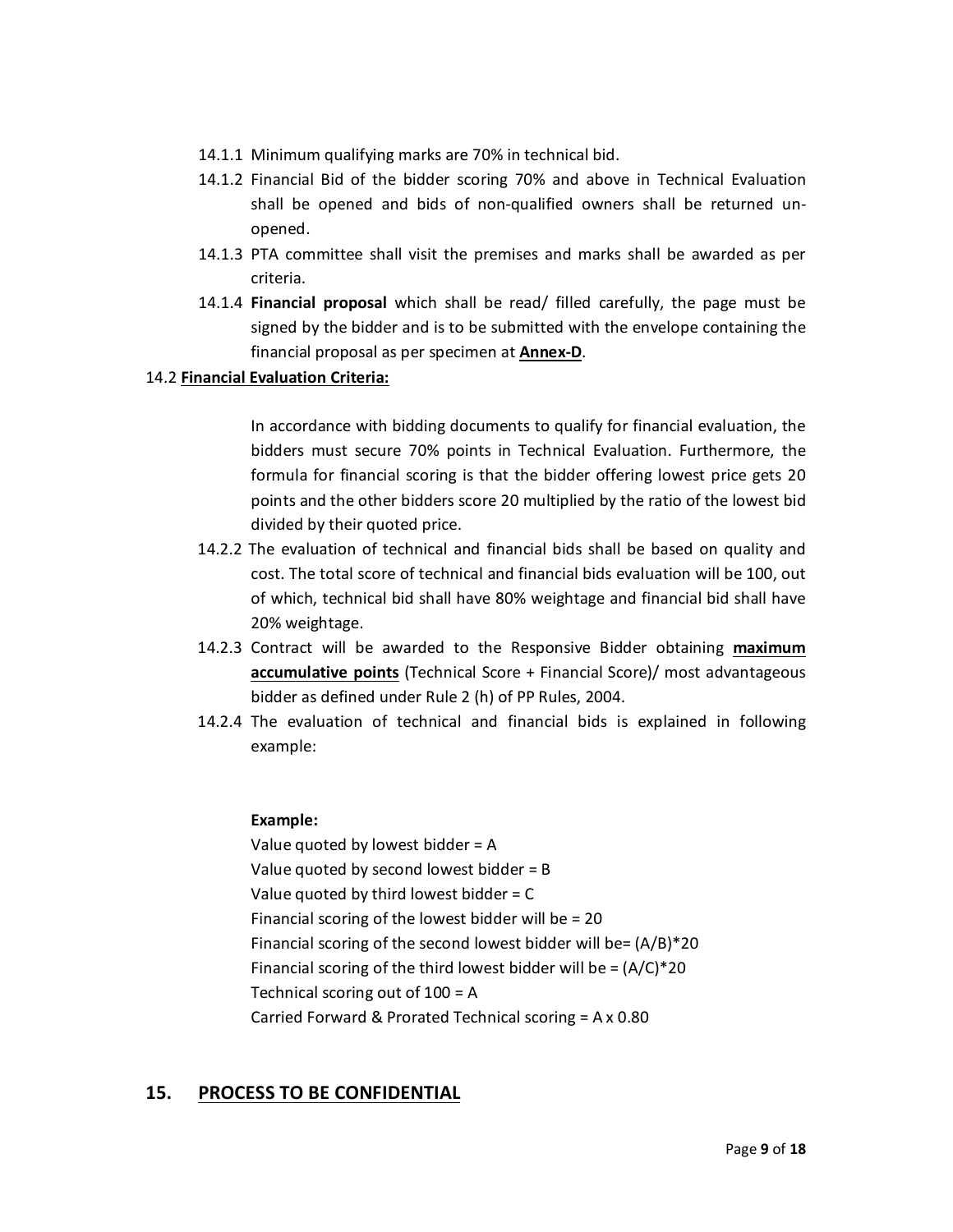14.1.1 Minimum qualifying marks are 70% in technical bid.

14.1.2 Financial Bid of the bidder scoring 70% and above in Technical Evaluation shall be opened and bids of non-qualified owners shall be returned un-opened.

14.1.3 PTA committee shall visit the premises and marks shall be awarded as per criteria.

14.1.4 **Financial proposal** which shall be read/ filled carefully, the page must be signed by the bidder and is to be submitted with the envelope containing the financial proposal as per specimen at **Annex-D**.

14.2 **Financial Evaluation Criteria:**

In accordance with bidding documents to qualify for financial evaluation, the bidders must secure 70% points in Technical Evaluation. Furthermore, the formula for financial scoring is that the bidder offering lowest price gets 20 points and the other bidders score 20 multiplied by the ratio of the lowest bid divided by their quoted price.

14.2.2 The evaluation of technical and financial bids shall be based on quality and cost. The total score of technical and financial bids evaluation will be 100, out of which, technical bid shall have 80% weightage and financial bid shall have 20% weightage.

14.2.3 Contract will be awarded to the Responsive Bidder obtaining **maximum accumulative points** (Technical Score + Financial Score)/ most advantageous bidder as defined under Rule 2 (h) of PP Rules, 2004.

14.2.4 The evaluation of technical and financial bids is explained in following example:

**Example:**

Value quoted by lowest bidder = A
Value quoted by second lowest bidder = B
Value quoted by third lowest bidder = C
Financial scoring of the lowest bidder will be = 20
Financial scoring of the second lowest bidder will be= $(A/B)*20$
Financial scoring of the third lowest bidder will be = $(A/C)*20$
Technical scoring out of 100 = A
Carried Forward & Prorated Technical scoring = $A \times 0.80$

## 15. PROCESS TO BE CONFIDENTIAL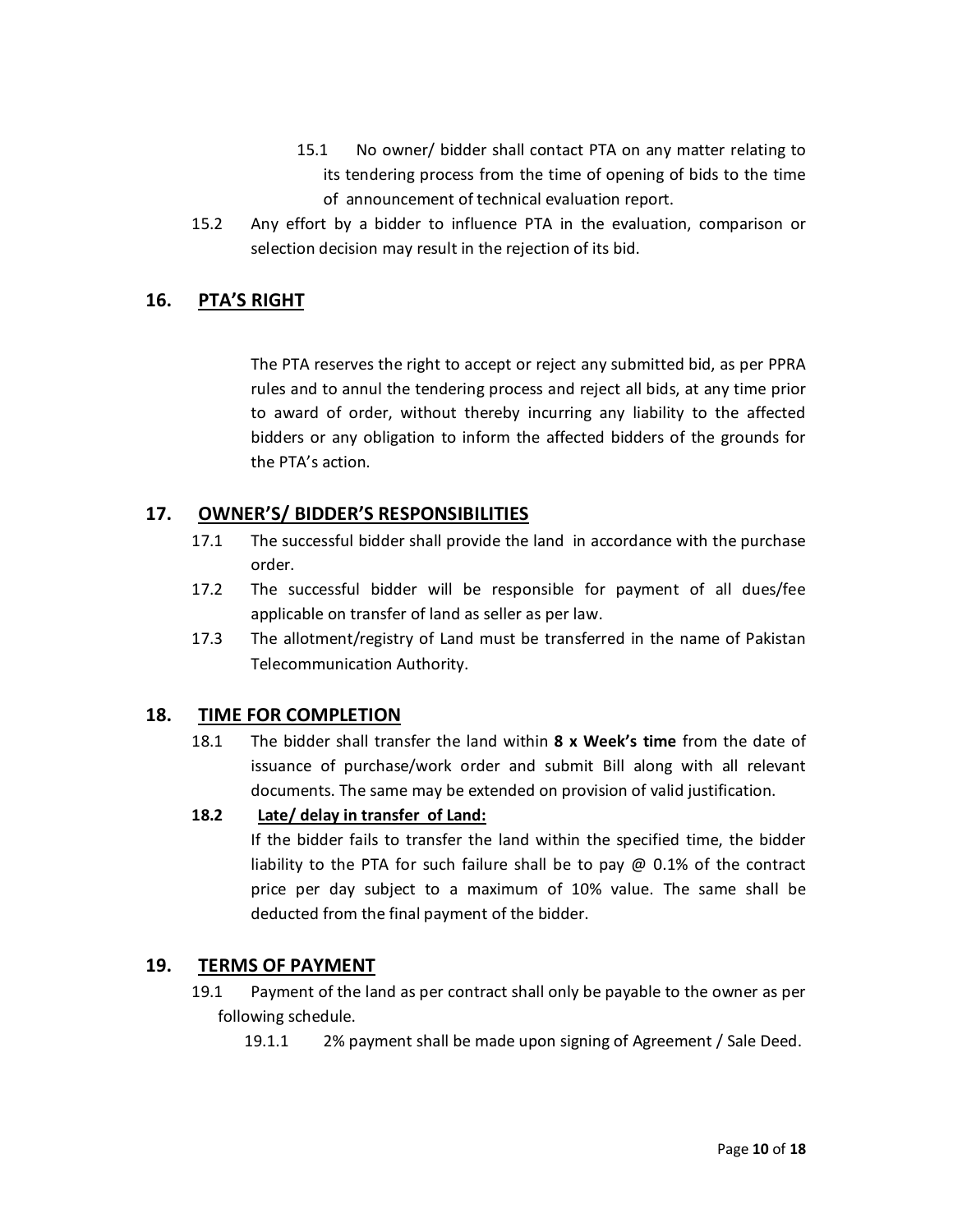15.1 No owner/ bidder shall contact PTA on any matter relating to its tendering process from the time of opening of bids to the time of announcement of technical evaluation report.

15.2 Any effort by a bidder to influence PTA in the evaluation, comparison or selection decision may result in the rejection of its bid.

## 16. PTA'S RIGHT

The PTA reserves the right to accept or reject any submitted bid, as per PPRA rules and to annul the tendering process and reject all bids, at any time prior to award of order, without thereby incurring any liability to the affected bidders or any obligation to inform the affected bidders of the grounds for the PTA's action.

## 17. OWNER'S/ BIDDER'S RESPONSIBILITIES

17.1 The successful bidder shall provide the land in accordance with the purchase order.

17.2 The successful bidder will be responsible for payment of all dues/fee applicable on transfer of land as seller as per law.

17.3 The allotment/registry of Land must be transferred in the name of Pakistan Telecommunication Authority.

## 18. TIME FOR COMPLETION

18.1 The bidder shall transfer the land within **8 x Week's time** from the date of issuance of purchase/work order and submit Bill along with all relevant documents. The same may be extended on provision of valid justification.

**18.2 Late/ delay in transfer of Land:**

If the bidder fails to transfer the land within the specified time, the bidder liability to the PTA for such failure shall be to pay @ 0.1% of the contract price per day subject to a maximum of 10% value. The same shall be deducted from the final payment of the bidder.

## 19. TERMS OF PAYMENT

19.1 Payment of the land as per contract shall only be payable to the owner as per following schedule.

19.1.1 2% payment shall be made upon signing of Agreement / Sale Deed.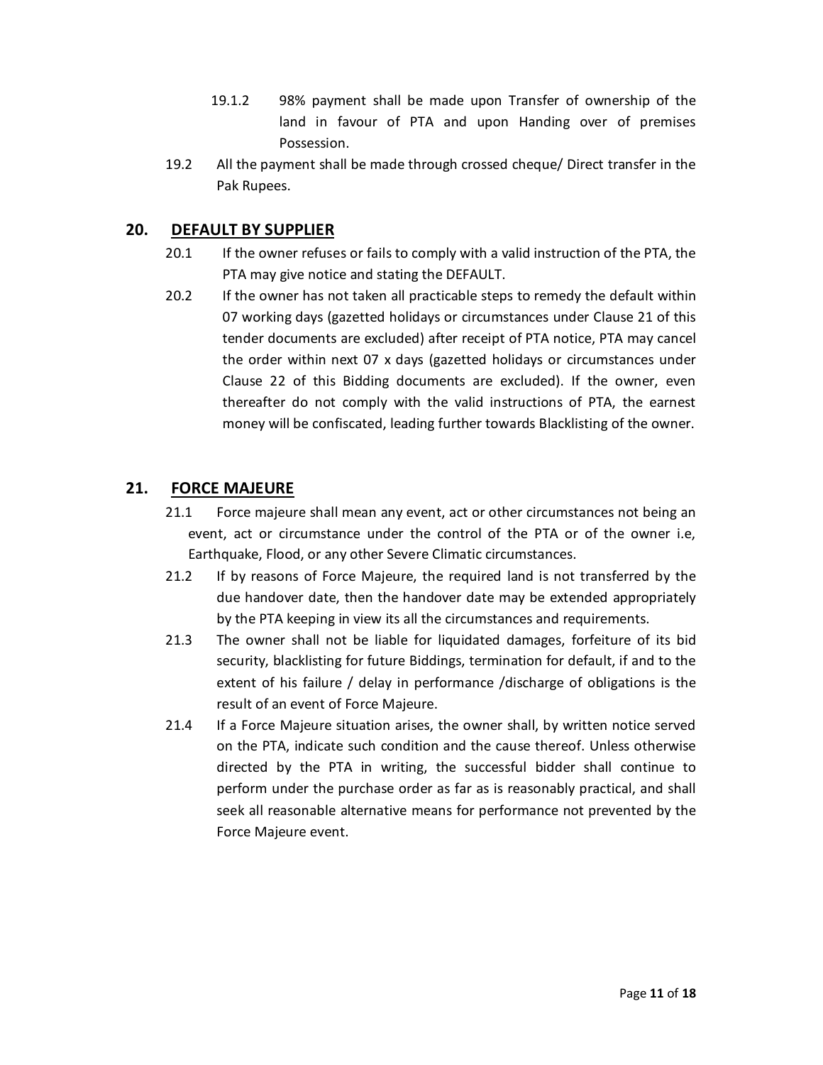19.1.2 98% payment shall be made upon Transfer of ownership of the land in favour of PTA and upon Handing over of premises Possession.

19.2 All the payment shall be made through crossed cheque/ Direct transfer in the Pak Rupees.

## 20. DEFAULT BY SUPPLIER

20.1 If the owner refuses or fails to comply with a valid instruction of the PTA, the PTA may give notice and stating the DEFAULT.

20.2 If the owner has not taken all practicable steps to remedy the default within 07 working days (gazetted holidays or circumstances under Clause 21 of this tender documents are excluded) after receipt of PTA notice, PTA may cancel the order within next 07 x days (gazetted holidays or circumstances under Clause 22 of this Bidding documents are excluded). If the owner, even thereafter do not comply with the valid instructions of PTA, the earnest money will be confiscated, leading further towards Blacklisting of the owner.

## 21. FORCE MAJEURE

21.1 Force majeure shall mean any event, act or other circumstances not being an event, act or circumstance under the control of the PTA or of the owner i.e, Earthquake, Flood, or any other Severe Climatic circumstances.

21.2 If by reasons of Force Majeure, the required land is not transferred by the due handover date, then the handover date may be extended appropriately by the PTA keeping in view its all the circumstances and requirements.

21.3 The owner shall not be liable for liquidated damages, forfeiture of its bid security, blacklisting for future Biddings, termination for default, if and to the extent of his failure / delay in performance /discharge of obligations is the result of an event of Force Majeure.

21.4 If a Force Majeure situation arises, the owner shall, by written notice served on the PTA, indicate such condition and the cause thereof. Unless otherwise directed by the PTA in writing, the successful bidder shall continue to perform under the purchase order as far as is reasonably practical, and shall seek all reasonable alternative means for performance not prevented by the Force Majeure event.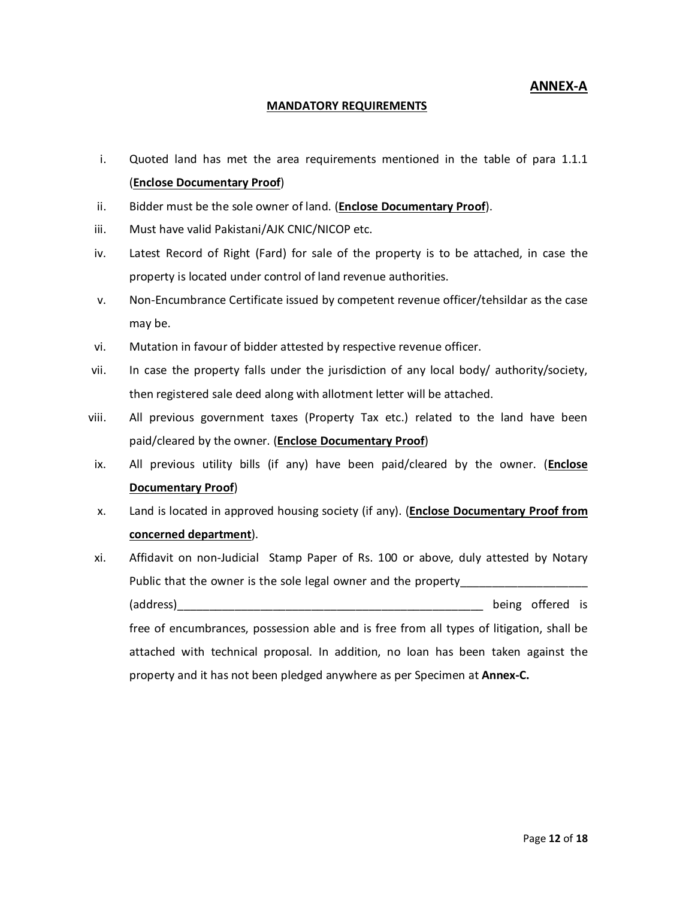**ANNEX-A**

**MANDATORY REQUIREMENTS**

i. Quoted land has met the area requirements mentioned in the table of para 1.1.1 (**Enclose Documentary Proof**)

ii. Bidder must be the sole owner of land. (**Enclose Documentary Proof**).

iii. Must have valid Pakistani/AJK CNIC/NICOP etc.

iv. Latest Record of Right (Fard) for sale of the property is to be attached, in case the property is located under control of land revenue authorities.

v. Non-Encumbrance Certificate issued by competent revenue officer/tehsildar as the case may be.

vi. Mutation in favour of bidder attested by respective revenue officer.

vii. In case the property falls under the jurisdiction of any local body/ authority/society, then registered sale deed along with allotment letter will be attached.

viii. All previous government taxes (Property Tax etc.) related to the land have been paid/cleared by the owner. (**Enclose Documentary Proof**)

ix. All previous utility bills (if any) have been paid/cleared by the owner. (**Enclose Documentary Proof**)

x. Land is located in approved housing society (if any). (**Enclose Documentary Proof from concerned department**).

xi. Affidavit on non-Judicial Stamp Paper of Rs. 100 or above, duly attested by Notary Public that the owner is the sole legal owner and the property____________________ (address)________________________________________________ being offered is free of encumbrances, possession able and is free from all types of litigation, shall be attached with technical proposal. In addition, no loan has been taken against the property and it has not been pledged anywhere as per Specimen at **Annex-C.**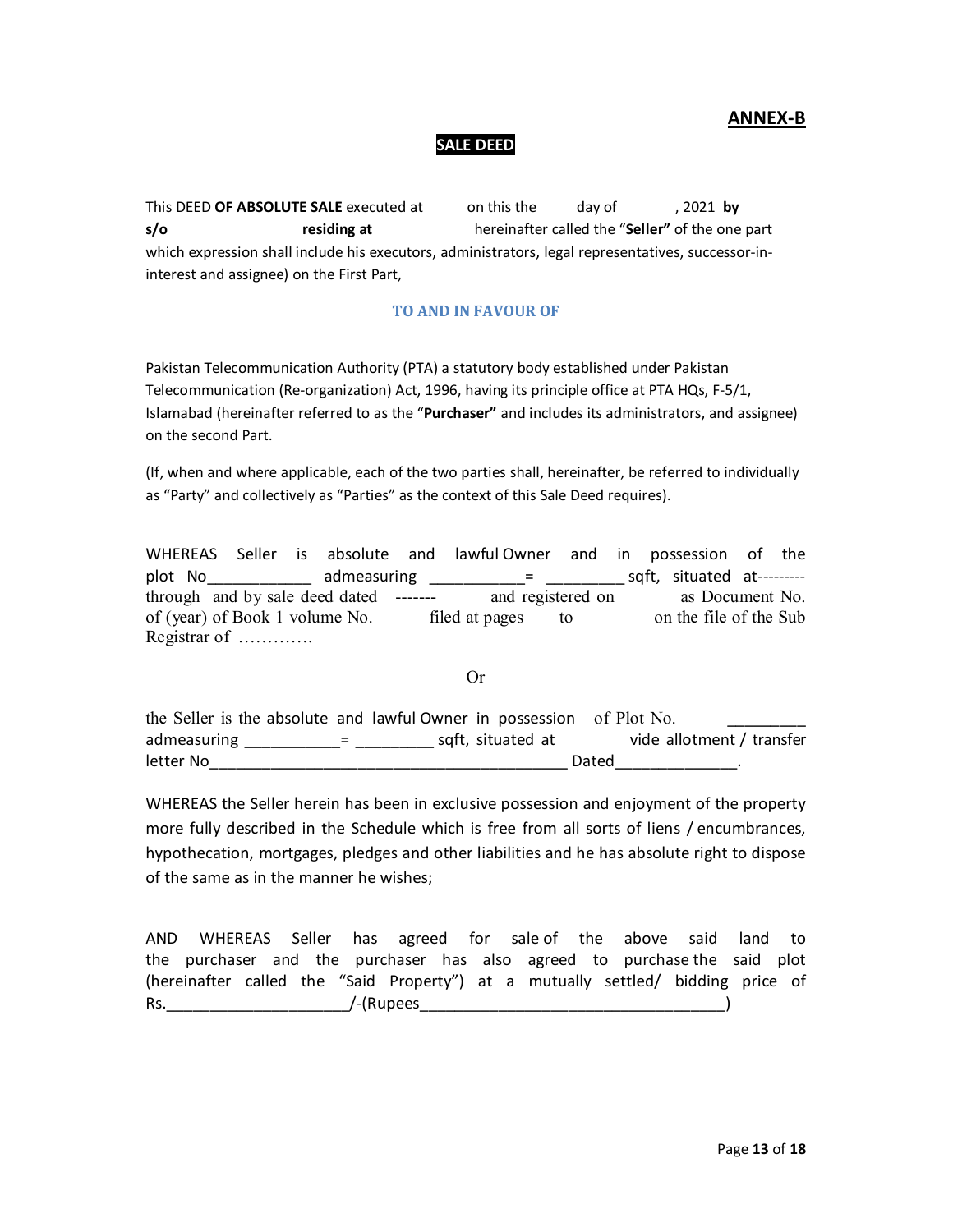**ANNEX-B**

**SALE DEED**

This DEED **OF ABSOLUTE SALE** executed at on this the day of , 2021 **by** **s/o** **residing at** hereinafter called the "**Seller"** of the one part which expression shall include his executors, administrators, legal representatives, successor-in-interest and assignee) on the First Part,

**TO AND IN FAVOUR OF**

Pakistan Telecommunication Authority (PTA) a statutory body established under Pakistan Telecommunication (Re-organization) Act, 1996, having its principle office at PTA HQs, F-5/1, Islamabad (hereinafter referred to as the "**Purchaser"** and includes its administrators, and assignee) on the second Part.

(If, when and where applicable, each of the two parties shall, hereinafter, be referred to individually as "Party" and collectively as "Parties" as the context of this Sale Deed requires).

WHEREAS Seller is absolute and lawful Owner and in possession of the plot No___________ admeasuring __________= ________ sqft, situated at--------- through and by sale deed dated ------- and registered on as Document No. of (year) of Book 1 volume No. filed at pages to on the file of the Sub Registrar of ………….

Or

the Seller is the absolute and lawful Owner in possession of Plot No. ________ admeasuring __________= ________ sqft, situated at vide allotment / transfer letter No________________________________________ Dated_____________.

WHEREAS the Seller herein has been in exclusive possession and enjoyment of the property more fully described in the Schedule which is free from all sorts of liens / encumbrances, hypothecation, mortgages, pledges and other liabilities and he has absolute right to dispose of the same as in the manner he wishes;

AND WHEREAS Seller has agreed for sale of the above said land to the purchaser and the purchaser has also agreed to purchase the said plot (hereinafter called the "Said Property") at a mutually settled/ bidding price of Rs.____________________/-(Rupees__________________________________)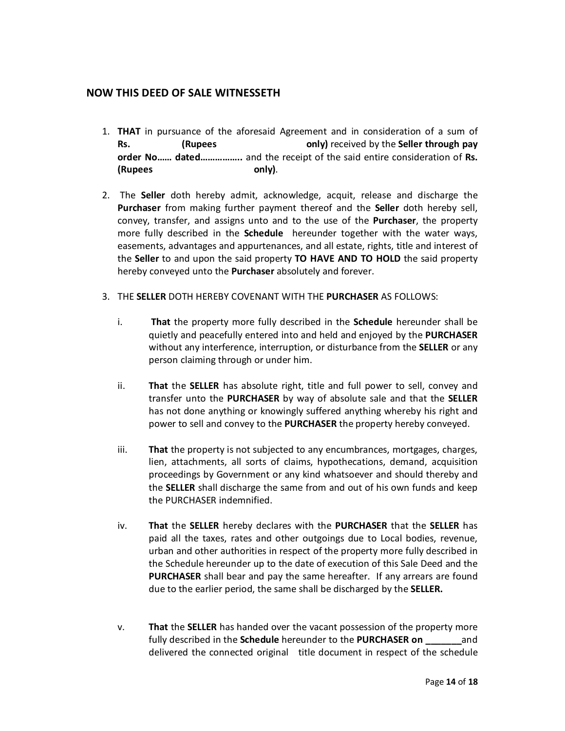## NOW THIS DEED OF SALE WITNESSETH

1. **THAT** in pursuance of the aforesaid Agreement and in consideration of a sum of **Rs. (Rupees only)** received by the **Seller through pay order No…… dated……………..** and the receipt of the said entire consideration of **Rs. (Rupees only)**.

2. The **Seller** doth hereby admit, acknowledge, acquit, release and discharge the **Purchaser** from making further payment thereof and the **Seller** doth hereby sell, convey, transfer, and assigns unto and to the use of the **Purchaser**, the property more fully described in the **Schedule** hereunder together with the water ways, easements, advantages and appurtenances, and all estate, rights, title and interest of the **Seller** to and upon the said property **TO HAVE AND TO HOLD** the said property hereby conveyed unto the **Purchaser** absolutely and forever.

3. THE **SELLER** DOTH HEREBY COVENANT WITH THE **PURCHASER** AS FOLLOWS:

   i. **That** the property more fully described in the **Schedule** hereunder shall be quietly and peacefully entered into and held and enjoyed by the **PURCHASER** without any interference, interruption, or disturbance from the **SELLER** or any person claiming through or under him.

   ii. **That** the **SELLER** has absolute right, title and full power to sell, convey and transfer unto the **PURCHASER** by way of absolute sale and that the **SELLER** has not done anything or knowingly suffered anything whereby his right and power to sell and convey to the **PURCHASER** the property hereby conveyed.

   iii. **That** the property is not subjected to any encumbrances, mortgages, charges, lien, attachments, all sorts of claims, hypothecations, demand, acquisition proceedings by Government or any kind whatsoever and should thereby and the **SELLER** shall discharge the same from and out of his own funds and keep the PURCHASER indemnified.

   iv. **That** the **SELLER** hereby declares with the **PURCHASER** that the **SELLER** has paid all the taxes, rates and other outgoings due to Local bodies, revenue, urban and other authorities in respect of the property more fully described in the Schedule hereunder up to the date of execution of this Sale Deed and the **PURCHASER** shall bear and pay the same hereafter. If any arrears are found due to the earlier period, the same shall be discharged by the **SELLER.**

   v. **That** the **SELLER** has handed over the vacant possession of the property more fully described in the **Schedule** hereunder to the **PURCHASER on _______**and delivered the connected original title document in respect of the schedule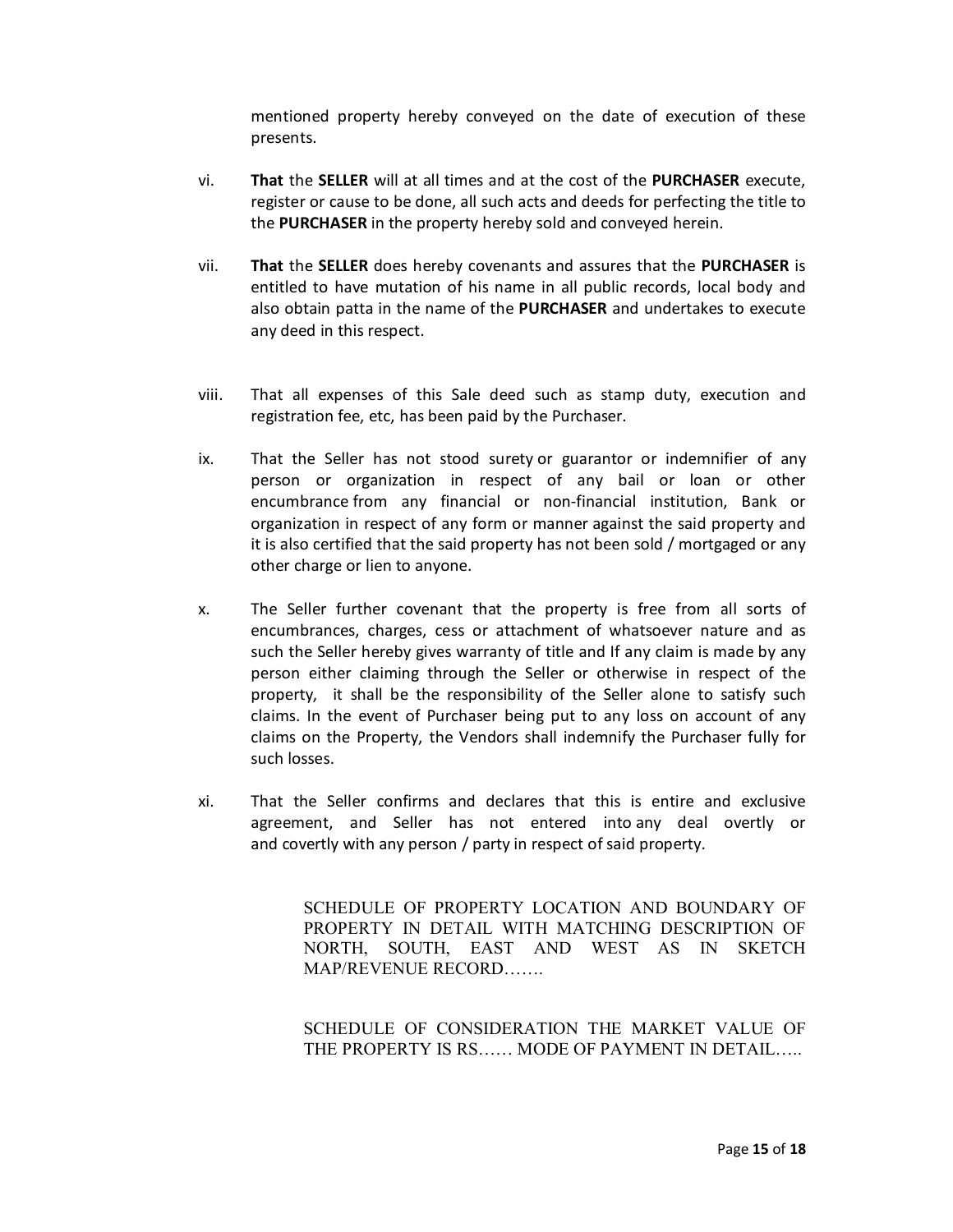mentioned property hereby conveyed on the date of execution of these presents.

vi. **That** the **SELLER** will at all times and at the cost of the **PURCHASER** execute, register or cause to be done, all such acts and deeds for perfecting the title to the **PURCHASER** in the property hereby sold and conveyed herein.

vii. **That** the **SELLER** does hereby covenants and assures that the **PURCHASER** is entitled to have mutation of his name in all public records, local body and also obtain patta in the name of the **PURCHASER** and undertakes to execute any deed in this respect.

viii. That all expenses of this Sale deed such as stamp duty, execution and registration fee, etc, has been paid by the Purchaser.

ix. That the Seller has not stood surety or guarantor or indemnifier of any person or organization in respect of any bail or loan or other encumbrance from any financial or non-financial institution, Bank or organization in respect of any form or manner against the said property and it is also certified that the said property has not been sold / mortgaged or any other charge or lien to anyone.

x. The Seller further covenant that the property is free from all sorts of encumbrances, charges, cess or attachment of whatsoever nature and as such the Seller hereby gives warranty of title and If any claim is made by any person either claiming through the Seller or otherwise in respect of the property, it shall be the responsibility of the Seller alone to satisfy such claims. In the event of Purchaser being put to any loss on account of any claims on the Property, the Vendors shall indemnify the Purchaser fully for such losses.

xi. That the Seller confirms and declares that this is entire and exclusive agreement, and Seller has not entered into any deal overtly or and covertly with any person / party in respect of said property.

SCHEDULE OF PROPERTY LOCATION AND BOUNDARY OF PROPERTY IN DETAIL WITH MATCHING DESCRIPTION OF NORTH, SOUTH, EAST AND WEST AS IN SKETCH MAP/REVENUE RECORD…….

SCHEDULE OF CONSIDERATION THE MARKET VALUE OF THE PROPERTY IS RS…… MODE OF PAYMENT IN DETAIL…..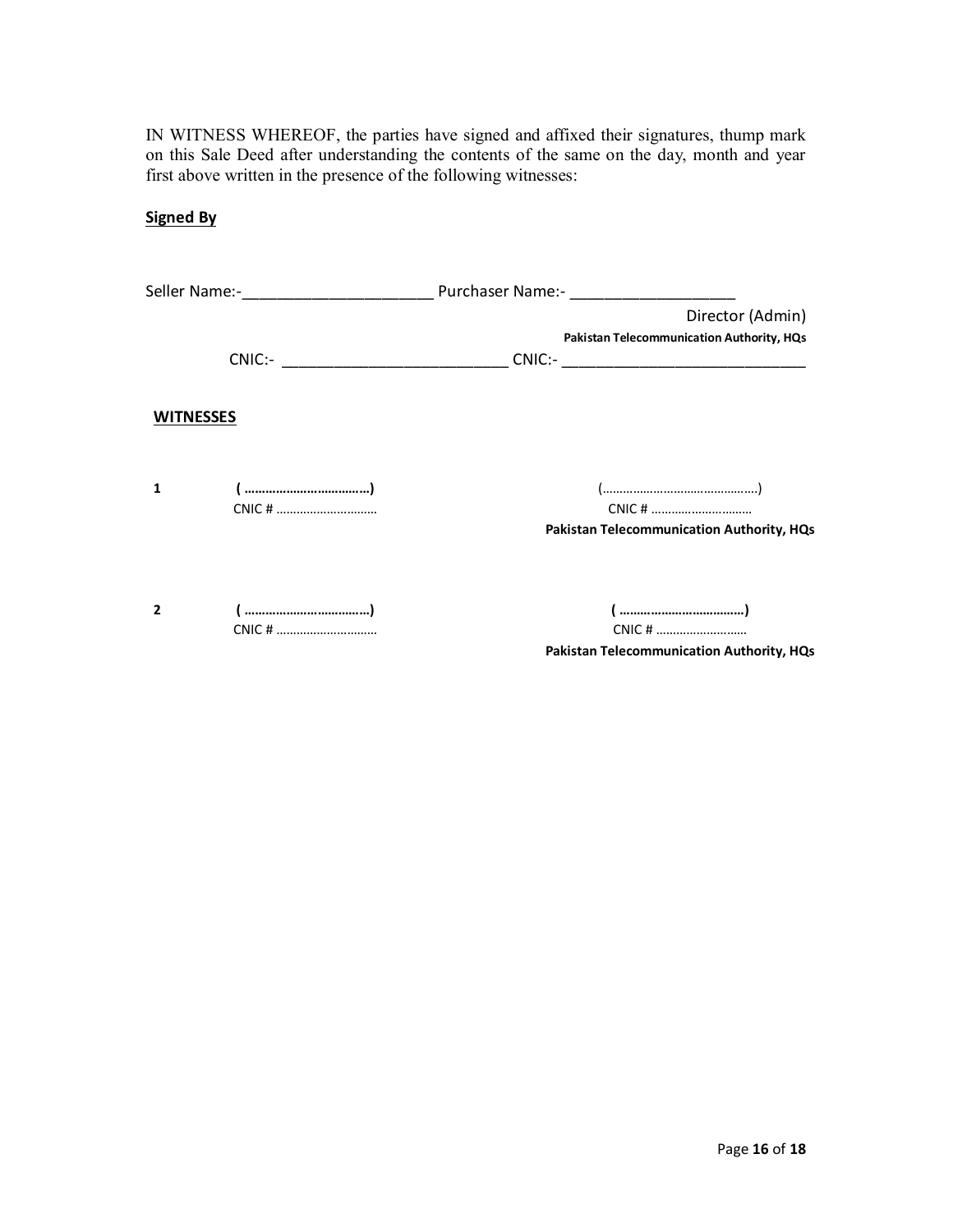IN WITNESS WHEREOF, the parties have signed and affixed their signatures, thump mark on this Sale Deed after understanding the contents of the same on the day, month and year first above written in the presence of the following witnesses:

**Signed By**

Seller Name:-______________________ Purchaser Name:- ___________________

Director (Admin)

**Pakistan Telecommunication Authority, HQs**

CNIC:- ___________________________ CNIC:- _____________________________

**WITNESSES**

**1** **( ………………………………)** (…………………………………….…)

CNIC # ………………………… CNIC # …………………………

**Pakistan Telecommunication Authority, HQs**

**2** **( ………………………………)** **( ………………………………)**

CNIC # ………………………… CNIC # ………………………

**Pakistan Telecommunication Authority, HQs**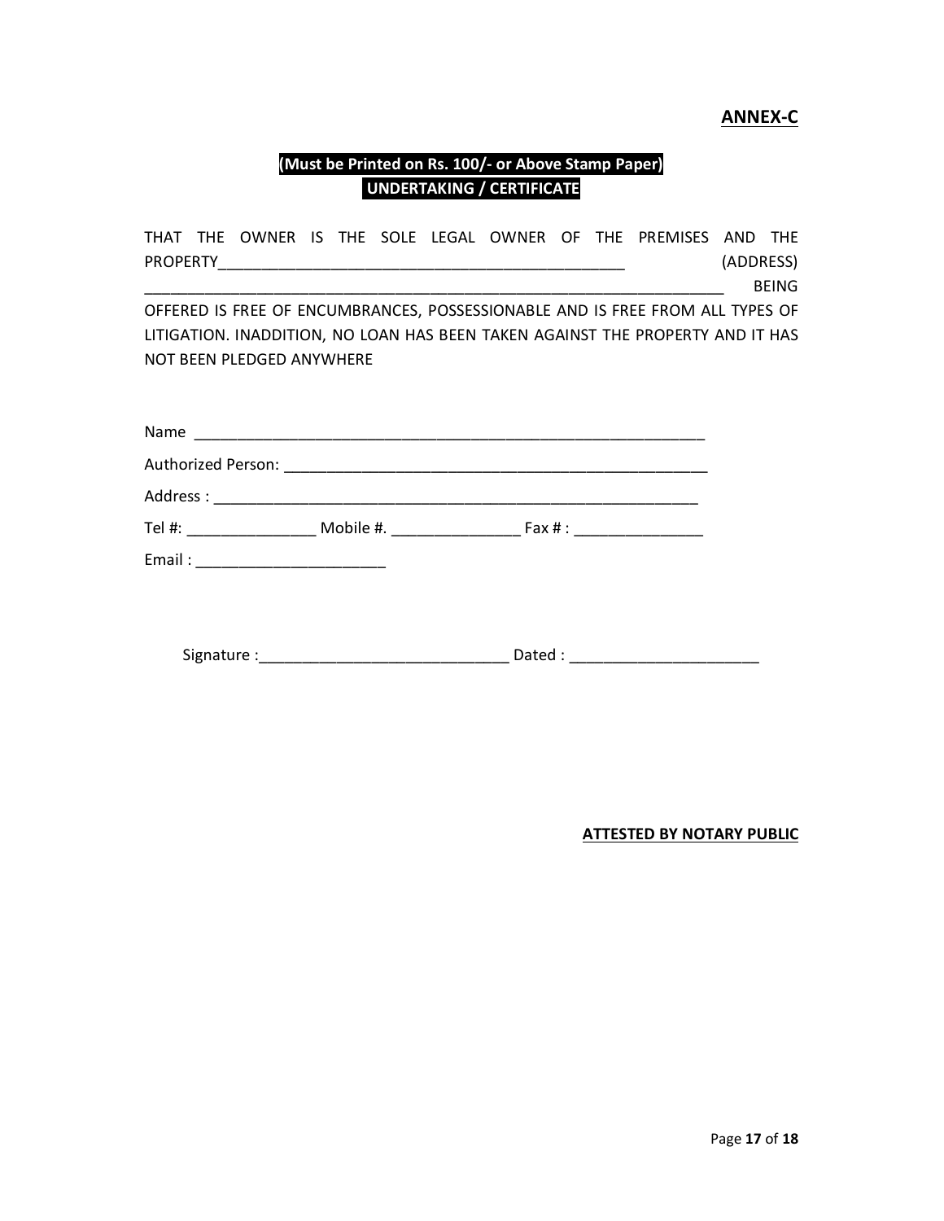**ANNEX-C**

**(Must be Printed on Rs. 100/- or Above Stamp Paper)**
**UNDERTAKING / CERTIFICATE**

THAT THE OWNER IS THE SOLE LEGAL OWNER OF THE PREMISES AND THE PROPERTY_______________________________________________ (ADDRESS) ________________________________________________________________ BEING OFFERED IS FREE OF ENCUMBRANCES, POSSESSIONABLE AND IS FREE FROM ALL TYPES OF LITIGATION. INADDITION, NO LOAN HAS BEEN TAKEN AGAINST THE PROPERTY AND IT HAS NOT BEEN PLEDGED ANYWHERE

Name ________________________________________________________

Authorized Person: ______________________________________________

Address : _____________________________________________________

Tel #: ______________ Mobile #. ______________ Fax # : ______________

Email : _____________________

Signature :____________________________ Dated : _____________________

**ATTESTED BY NOTARY PUBLIC**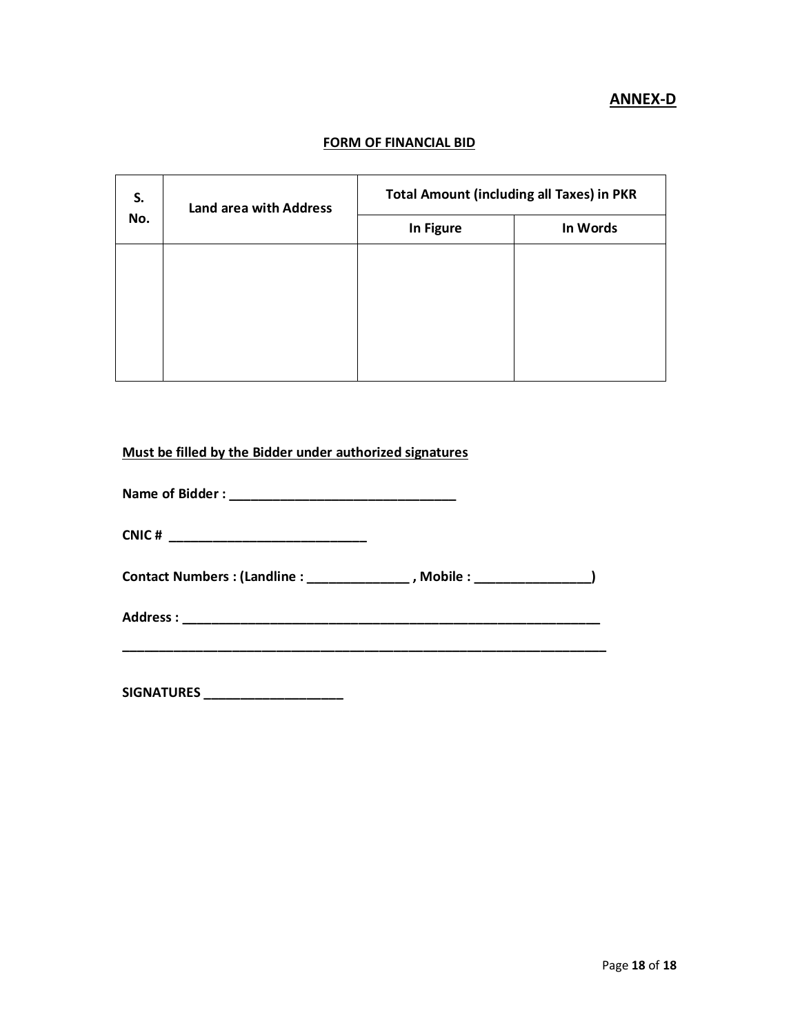**ANNEX-D**

**FORM OF FINANCIAL BID**

| S. No. | Land area with Address | Total Amount (including all Taxes) in PKR | |
|---|---|---|---|
| | | In Figure | In Words |
| | | | |

**Must be filled by the Bidder under authorized signatures**

**Name of Bidder : ________________________________**

**CNIC # ____________________________**

**Contact Numbers : (Landline : ______________ , Mobile : ________________)**

**Address : ____________________________________________________________**

**_____________________________________________________________________**

**SIGNATURES ____________________**